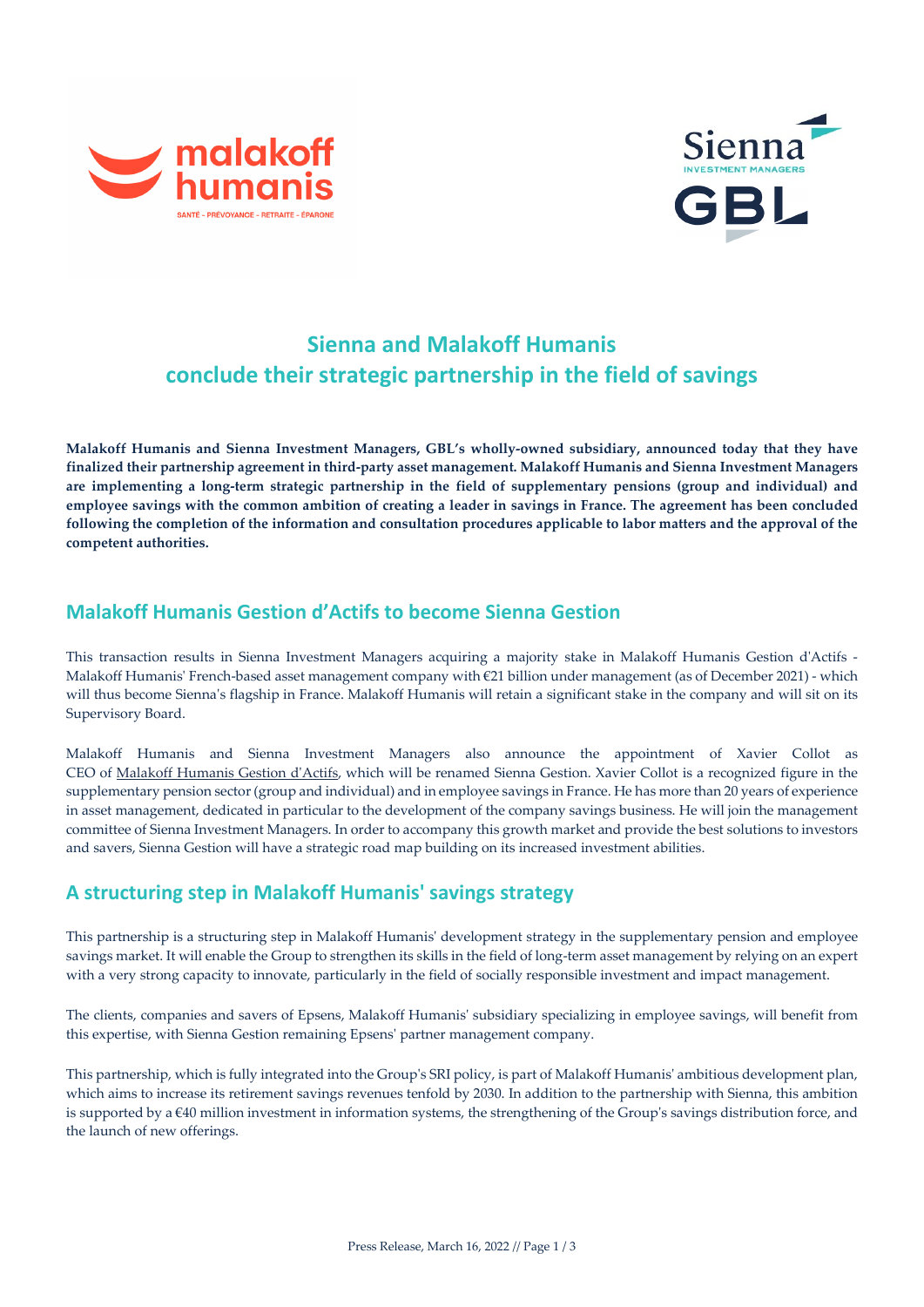# Sienna and Malakoff Humanis conclude their strategic partnership in the field of savings

**Malakoff Humanis and Sienna Investment Managers, GBL's wholly-owned subsidiary, announced today that they have finalized their partnership agreement in third-party asset management. Malakoff Humanis and Sienna Investment Managers are implementing a long-term strategic partnership in the field of supplementary pensions (group and individual) and employee savings with the common ambition of creating a leader in savings in France. The agreement has been concluded following the completion of the information and consultation procedures applicable to labor matters and the approval of the competent authorities.**

## Malakoff Humanis Gestion d'Actifs to become Sienna Gestion

This transaction results in Sienna Investment Managers acquiring a majority stake in Malakoff Humanis Gestion d'Actifs - Malakoff Humanis' French-based asset management company with €21 billion under management (as of December 2021) - which will thus become Sienna's flagship in France. Malakoff Humanis will retain a significant stake in the company and will sit on its Supervisory Board.

Malakoff Humanis and Sienna Investment Managers also announce the appointment of Xavier Collot as CEO of Malakoff Humanis Gestion d'Actifs, which will be renamed Sienna Gestion. Xavier Collot is a recognized figure in the supplementary pension sector (group and individual) and in employee savings in France. He has more than 20 years of experience in asset management, dedicated in particular to the development of the company savings business. He will join the management committee of Sienna Investment Managers. In order to accompany this growth market and provide the best solutions to investors and savers, Sienna Gestion will have a strategic road map building on its increased investment abilities.

## A structuring step in Malakoff Humanis' savings strategy

This partnership is a structuring step in Malakoff Humanis' development strategy in the supplementary pension and employee savings market. It will enable the Group to strengthen its skills in the field of long-term asset management by relying on an expert with a very strong capacity to innovate, particularly in the field of socially responsible investment and impact management.

The clients, companies and savers of Epsens, Malakoff Humanis' subsidiary specializing in employee savings, will benefit from this expertise, with Sienna Gestion remaining Epsens' partner management company.

This partnership, which is fully integrated into the Group's SRI policy, is part of Malakoff Humanis' ambitious development plan, which aims to increase its retirement savings revenues tenfold by 2030. In addition to the partnership with Sienna, this ambition is supported by a €40 million investment in information systems, the strengthening of the Group's savings distribution force, and the launch of new offerings.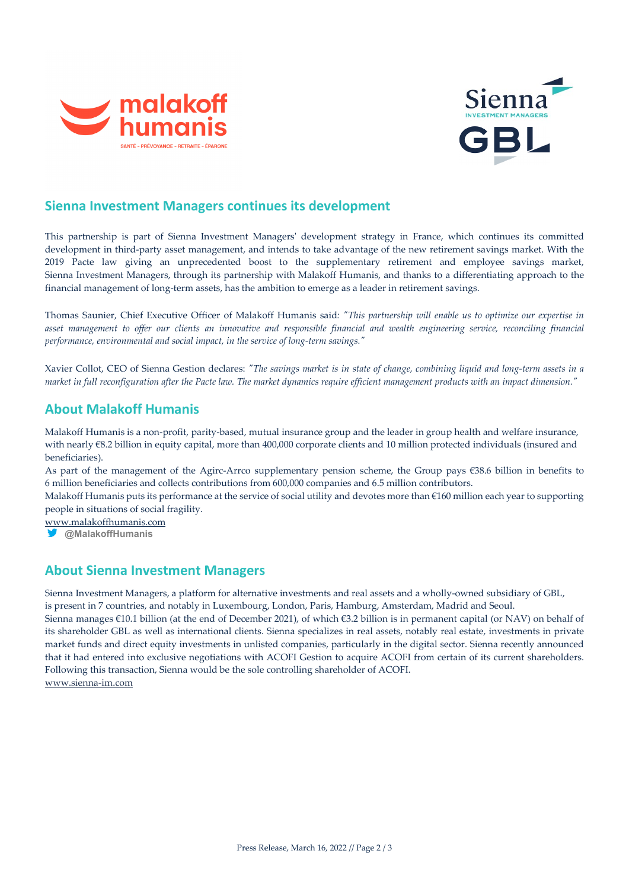## Sienna Investment Managers continues its development

This partnership is part of Sienna Investment Managers' development strategy in France, which continues its committed development in third-party asset management, and intends to take advantage of the new retirement savings market. With the 2019 Pacte law giving an unprecedented boost to the supplementary retirement and employee savings market, Sienna Investment Managers, through its partnership with Malakoff Humanis, and thanks to a differentiating approach to the financial management of long-term assets, has the ambition to emerge as a leader in retirement savings.

Thomas Saunier, Chief Executive Officer of Malakoff Humanis said*: "This partnership will enable us to optimize our expertise in asset management to offer our clients an innovative and responsible financial and wealth engineering service, reconciling financial performance, environmental and social impact, in the service of long-term savings."*

Xavier Collot, CEO of Sienna Gestion declares: *"The savings market is in state of change, combining liquid and long-term assets in a market in full reconfiguration after the Pacte law. The market dynamics require efficient management products with an impact dimension."*

## About Malakoff Humanis

Malakoff Humanis is a non-profit, parity-based, mutual insurance group and the leader in group health and welfare insurance, with nearly €8.2 billion in equity capital, more than 400,000 corporate clients and 10 million protected individuals (insured and beneficiaries).

As part of the management of the Agirc-Arrco supplementary pension scheme, the Group pays €38.6 billion in benefits to 6 million beneficiaries and collects contributions from 600,000 companies and 6.5 million contributors.

Malakoff Humanis puts its performance at the service of social utility and devotes more than €160 million each year to supporting people in situations of social fragility.

www.malakoffhumanis.com

@MalakoffHumanis

## About Sienna Investment Managers

Sienna Investment Managers, a platform for alternative investments and real assets and a wholly-owned subsidiary of GBL, is present in 7 countries, and notably in Luxembourg, London, Paris, Hamburg, Amsterdam, Madrid and Seoul.

Sienna manages €10.1 billion (at the end of December 2021), of which €3.2 billion is in permanent capital (or NAV) on behalf of its shareholder GBL as well as international clients. Sienna specializes in real assets, notably real estate, investments in private market funds and direct equity investments in unlisted companies, particularly in the digital sector. Sienna recently announced that it had entered into exclusive negotiations with ACOFI Gestion to acquire ACOFI from certain of its current shareholders. Following this transaction, Sienna would be the sole controlling shareholder of ACOFI.

www.sienna-im.com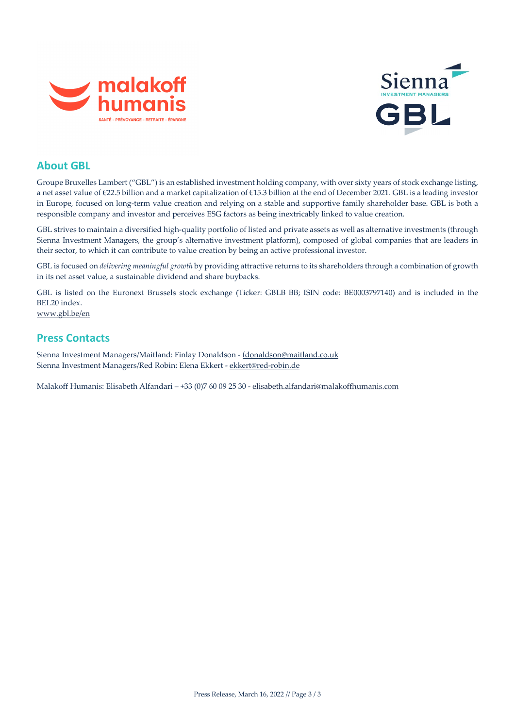## About GBL

Groupe Bruxelles Lambert ("GBL") is an established investment holding company, with over sixty years of stock exchange listing, a net asset value of €22.5 billion and a market capitalization of €15.3 billion at the end of December 2021. GBL is a leading investor in Europe, focused on long-term value creation and relying on a stable and supportive family shareholder base. GBL is both a responsible company and investor and perceives ESG factors as being inextricably linked to value creation.

GBL strives to maintain a diversified high-quality portfolio of listed and private assets as well as alternative investments (through Sienna Investment Managers, the group's alternative investment platform), composed of global companies that are leaders in their sector, to which it can contribute to value creation by being an active professional investor.

GBL is focused on *delivering meaningful growth* by providing attractive returns to its shareholders through a combination of growth in its net asset value, a sustainable dividend and share buybacks.

GBL is listed on the Euronext Brussels stock exchange (Ticker: GBLB BB; ISIN code: BE0003797140) and is included in the BEL20 index.
www.gbl.be/en

## Press Contacts

Sienna Investment Managers/Maitland: Finlay Donaldson - fdonaldson@maitland.co.uk
Sienna Investment Managers/Red Robin: Elena Ekkert - ekkert@red-robin.de

Malakoff Humanis: Elisabeth Alfandari – +33 (0)7 60 09 25 30 - elisabeth.alfandari@malakoffhumanis.com